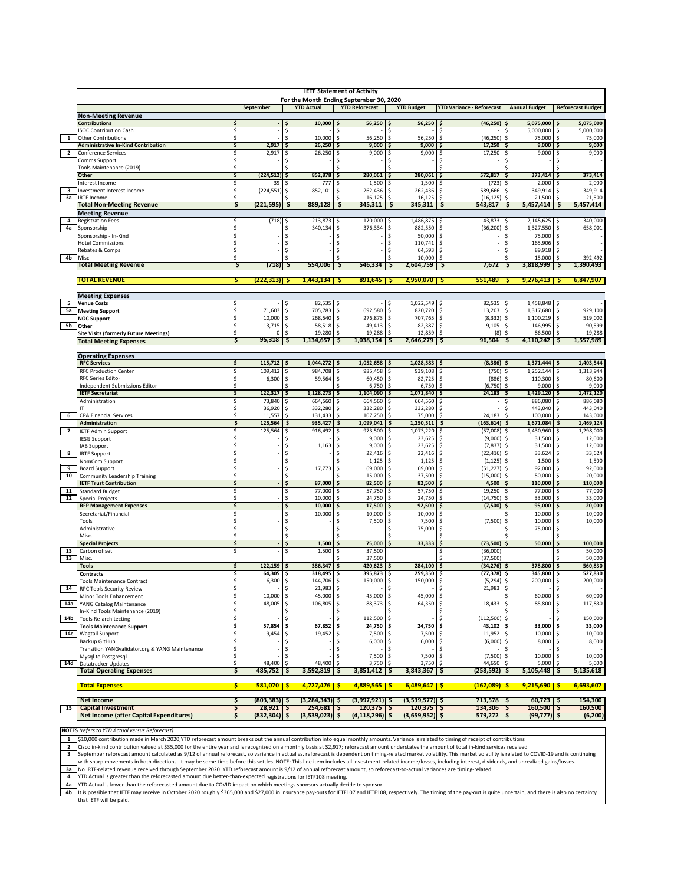# IETF Statement of Activity

## For the Month Ending September 30, 2020

| | | September | YTD Actual | YTD Reforecast | YTD Budget | YTD Variance - Reforecast | Annual Budget | Reforecast Budget |
|---|---|---|---|---|---|---|---|---|
| | **Non-Meeting Revenue** | | | | | | | |
| | **Contributions** | $ - | $ 10,000 | $ 56,250 | $ 56,250 | $ (46,250) | $ 5,075,000 | $ 5,075,000 |
| | ISOC Contribution Cash | $ - | $ - | $ - | $ - | $ - | $ 5,000,000 | $ 5,000,000 |
| 1 | Other Contributions | $ - | $ 10,000 | $ 56,250 | $ 56,250 | $ (46,250) | $ 75,000 | $ 75,000 |
| | **Administrative In-Kind Contribution** | $ 2,917 | $ 26,250 | $ 9,000 | $ 9,000 | $ 17,250 | $ 9,000 | $ 9,000 |
| 2 | Conference Services | $ 2,917 | $ 26,250 | $ 9,000 | $ 9,000 | $ 17,250 | $ 9,000 | $ 9,000 |
| | Comms Support | $ - | $ - | $ - | $ - | $ - | $ - | $ - |
| | Tools Maintenance (2019) | $ - | $ - | $ - | $ - | $ - | $ - | $ - |
| | **Other** | $ (224,512) | $ 852,878 | $ 280,061 | $ 280,061 | $ 572,817 | $ 373,414 | $ 373,414 |
| | Interest Income | $ 39 | $ 777 | $ 1,500 | $ 1,500 | $ (723) | $ 2,000 | $ 2,000 |
| 3 | Investment Interest Income | $ (224,551) | $ 852,101 | $ 262,436 | $ 262,436 | $ 589,666 | $ 349,914 | $ 349,914 |
| 3a | IRTF Income | $ - | $ - | $ 16,125 | $ 16,125 | $ (16,125) | $ 21,500 | $ 21,500 |
| | **Total Non-Meeting Revenue** | $ (221,595) | $ 889,128 | $ 345,311 | $ 345,311 | $ 543,817 | $ 5,457,414 | $ 5,457,414 |
| | **Meeting Revenue** | | | | | | | |
| 4 | Registration Fees | $ (718) | $ 213,873 | $ 170,000 | $ 1,486,875 | $ 43,873 | $ 2,145,625 | $ 340,000 |
| 4a | Sponsorship | $ - | $ 340,134 | $ 376,334 | $ 882,550 | $ (36,200) | $ 1,327,550 | $ 658,001 |
| | Sponsorship - In-Kind | $ - | $ - | $ - | $ 50,000 | $ - | $ 75,000 | $ - |
| | Hotel Commissions | $ - | $ - | $ - | $ 110,741 | $ - | $ 165,906 | $ - |
| | Rebates & Comps | $ - | $ - | $ - | $ 64,593 | $ - | $ 89,918 | $ - |
| 4b | Misc | $ - | $ - | $ - | $ 10,000 | $ - | $ 15,000 | $ 392,492 |
| | **Total Meeting Revenue** | $ (718) | $ 554,006 | $ 546,334 | $ 2,604,759 | $ 7,672 | $ 3,818,999 | $ 1,390,493 |
| | **TOTAL REVENUE** | $ (222,313) | $ 1,443,134 | $ 891,645 | $ 2,950,070 | $ 551,489 | $ 9,276,413 | $ 6,847,907 |
| | **Meeting Expenses** | | | | | | | |
| 5 | **Venue Costs** | $ - | $ 82,535 | $ - | $ 1,022,549 | $ 82,535 | $ 1,458,848 | $ - |
| 5a | **Meeting Support** | $ 71,603 | $ 705,783 | $ 692,580 | $ 820,720 | $ 13,203 | $ 1,317,680 | $ 929,100 |
| | **NOC Support** | $ 10,000 | $ 268,540 | $ 276,873 | $ 707,765 | $ (8,332) | $ 1,100,219 | $ 519,002 |
| 5b | **Other** | $ 13,715 | $ 58,518 | $ 49,413 | $ 82,387 | $ 9,105 | $ 146,995 | $ 90,599 |
| | **Site Visits (formerly Future Meetings)** | $ 0 | $ 19,280 | $ 19,288 | $ 12,859 | $ (8) | $ 86,500 | $ 19,288 |
| | **Total Meeting Expenses** | $ 95,318 | $ 1,134,657 | $ 1,038,154 | $ 2,646,279 | $ 96,504 | $ 4,110,242 | $ 1,557,989 |
| | **Operating Expenses** | | | | | | | |
| | **RFC Services** | $ 115,712 | $ 1,044,272 | $ 1,052,658 | $ 1,028,583 | $ (8,386) | $ 1,371,444 | $ 1,403,544 |
| | RFC Production Center | $ 109,412 | $ 984,708 | $ 985,458 | $ 939,108 | $ (750) | $ 1,252,144 | $ 1,313,944 |
| | RFC Series Editor | $ 6,300 | $ 59,564 | $ 60,450 | $ 82,725 | $ (886) | $ 110,300 | $ 80,600 |
| | Independent Submissions Editor | $ - | $ - | $ 6,750 | $ 6,750 | $ (6,750) | $ 9,000 | $ 9,000 |
| | **IETF Secretariat** | $ 122,317 | $ 1,128,273 | $ 1,104,090 | $ 1,071,840 | $ 24,183 | $ 1,429,120 | $ 1,472,120 |
| | Administration | $ 73,840 | $ 664,560 | $ 664,560 | $ 664,560 | $ - | $ 886,080 | $ 886,080 |
| | IT | $ 36,920 | $ 332,280 | $ 332,280 | $ 332,280 | $ - | $ 443,040 | $ 443,040 |
| 6 | CPA Financial Services | $ 11,557 | $ 131,433 | $ 107,250 | $ 75,000 | $ 24,183 | $ 100,000 | $ 143,000 |
| | **Administration** | $ 125,564 | $ 935,427 | $ 1,099,041 | $ 1,250,511 | $ (163,614) | $ 1,671,084 | $ 1,469,124 |
| 7 | IETF Admin Support | $ 125,564 | $ 916,492 | $ 973,500 | $ 1,073,220 | $ (57,008) | $ 1,430,960 | $ 1,298,000 |
| | IESG Support | $ - | $ - | $ 9,000 | $ 23,625 | $ (9,000) | $ 31,500 | $ 12,000 |
| | IAB Support | $ - | $ 1,163 | $ 9,000 | $ 23,625 | $ (7,837) | $ 31,500 | $ 12,000 |
| 8 | IRTF Support | $ - | $ - | $ 22,416 | $ 22,416 | $ (22,416) | $ 33,624 | $ 33,624 |
| | NomCom Support | $ - | $ - | $ 1,125 | $ 1,125 | $ (1,125) | $ 1,500 | $ 1,500 |
| 9 | Board Support | $ - | $ 17,773 | $ 69,000 | $ 69,000 | $ (51,227) | $ 92,000 | $ 92,000 |
| 10 | Community Leadership Training | $ - | $ - | $ 15,000 | $ 37,500 | $ (15,000) | $ 50,000 | $ 20,000 |
| | **IETF Trust Contribution** | $ - | $ 87,000 | $ 82,500 | $ 82,500 | $ 4,500 | $ 110,000 | $ 110,000 |
| 11 | Standard Budget | $ - | $ 77,000 | $ 57,750 | $ 57,750 | $ 19,250 | $ 77,000 | $ 77,000 |
| 12 | Special Projects | $ - | $ 10,000 | $ 24,750 | $ 24,750 | $ (14,750) | $ 33,000 | $ 33,000 |
| | **RFP Management Expenses** | $ - | $ 10,000 | $ 17,500 | $ 92,500 | $ (7,500) | $ 95,000 | $ 20,000 |
| | Secretariat/Financial | $ - | $ 10,000 | $ 10,000 | $ 10,000 | $ - | $ 10,000 | $ 10,000 |
| | Tools | $ - | $ - | $ 7,500 | $ 7,500 | $ (7,500) | $ 10,000 | $ 10,000 |
| | Administrative | $ - | $ - | $ - | $ 75,000 | $ - | $ 75,000 | $ - |
| | Misc. | $ - | $ - | $ - | $ - | $ - | $ - | $ - |
| | **Special Projects** | $ - | $ 1,500 | $ 75,000 | $ 33,333 | $ (73,500) | $ 50,000 | $ 100,000 |
| 13 | Carbon offset | $ - | $ 1,500 | $ 37,500 | | $ (36,000) | | $ 50,000 |
| 13 | Misc. | | | $ 37,500 | | $ (37,500) | | $ 50,000 |
| | **Tools** | $ 122,159 | $ 386,347 | $ 420,623 | $ 284,100 | $ (34,276) | $ 378,800 | $ 560,830 |
| | **Contracts** | $ 64,305 | $ 318,495 | $ 395,873 | $ 259,350 | $ (77,378) | $ 345,800 | $ 527,830 |
| | Tools Maintenance Contract | $ 6,300 | $ 144,706 | $ 150,000 | $ 150,000 | $ (5,294) | $ 200,000 | $ 200,000 |
| 14 | RPC Tools Security Review | $ - | $ 21,983 | $ - | $ - | $ 21,983 | $ - | $ - |
| | Minor Tools Enhancement | $ 10,000 | $ 45,000 | $ 45,000 | $ 45,000 | $ - | $ 60,000 | $ 60,000 |
| 14a | YANG Catalog Maintenance | $ 48,005 | $ 106,805 | $ 88,373 | $ 64,350 | $ 18,433 | $ 85,800 | $ 117,830 |
| | In-Kind Tools Maintenance (2019) | $ - | $ - | $ - | $ - | $ - | $ - | $ - |
| 14b | Tools Re-architecting | $ - | $ - | $ 112,500 | $ - | $ (112,500) | $ - | $ 150,000 |
| | **Tools Maintenance Support** | $ 57,854 | $ 67,852 | $ 24,750 | $ 24,750 | $ 43,102 | $ 33,000 | $ 33,000 |
| 14c | Wagtail Support | $ 9,454 | $ 19,452 | $ 7,500 | $ 7,500 | $ 11,952 | $ 10,000 | $ 10,000 |
| | Backup GitHub | $ - | $ - | $ 6,000 | $ 6,000 | $ (6,000) | $ 8,000 | $ 8,000 |
| | Transition YANGvalidator.org & YANG Maintenance | $ - | $ - | $ - | $ - | $ - | $ - | $ - |
| | Mysql to Postgresql | $ - | $ - | $ 7,500 | $ 7,500 | $ (7,500) | $ 10,000 | $ 10,000 |
| 14d | Datatracker Updates | $ 48,400 | $ 48,400 | $ 3,750 | $ 3,750 | $ 44,650 | $ 5,000 | $ 5,000 |
| | **Total Operating Expenses** | $ 485,752 | $ 3,592,819 | $ 3,851,412 | $ 3,843,367 | $ (258,592) | $ 5,105,448 | $ 5,135,618 |
| | **Total Expenses** | $ 581,070 | $ 4,727,476 | $ 4,889,565 | $ 6,489,647 | $ (162,089) | $ 9,215,690 | $ 6,693,607 |
| | **Net Income** | $ (803,383) | $ (3,284,343) | $ (3,997,921) | $ (3,539,577) | $ 713,578 | $ 60,723 | $ 154,300 |
| 15 | **Capital Investment** | $ 28,921 | $ 254,681 | $ 120,375 | $ 120,375 | $ 134,306 | $ 160,500 | $ 160,500 |
| | **Net Income (after Capital Expenditures)** | $ (832,304) | $ (3,539,023) | $ (4,118,296) | $ (3,659,952) | $ 579,272 | $ (99,777) | $ (6,200) |

**NOTES** *(refers to YTD Actual versus Reforecast)*

| | |
|---|---|
| 1 | $10,000 contribution made in March 2020;YTD reforecast amount breaks out the annual contribution into equal monthly amounts. Variance is related to timing of receipt of contributions |
| 2 | Cisco in-kind contribution valued at $35,000 for the entire year and is recognized on a monthly basis at $2,917; reforecast amount understates the amount of total in-kind services received |
| 3 | September reforecast amount calculated as 9/12 of annual reforecast, so variance in actual vs. reforecast is dependent on timing-related market volatility. This market volatility is related to COVID-19 and is continuing with sharp movements in both directions. It may be some time before this settles. NOTE: This line item includes all investment-related income/losses, including interest, dividends, and unrealized gains/losses. |
| 3a | No IRTF-related revenue received through September 2020. YTD reforecast amount is 9/12 of annual reforecast amount, so reforecast-to-actual variances are timing-related |
| 4 | YTD Actual is greater than the reforecasted amount due better-than-expected registrations for IETF108 meeting. |
| 4a | YTD Actual is lower than the reforecasted amount due to COVID impact on which meetings sponsors actually decide to sponsor |
| 4b | It is possible that IETF may receive in October 2020 roughly $365,000 and $27,000 in insurance pay-outs for IETF107 and IETF108, respectively. The timing of the pay-out is quite uncertain, and there is also no certainty that IETF will be paid. |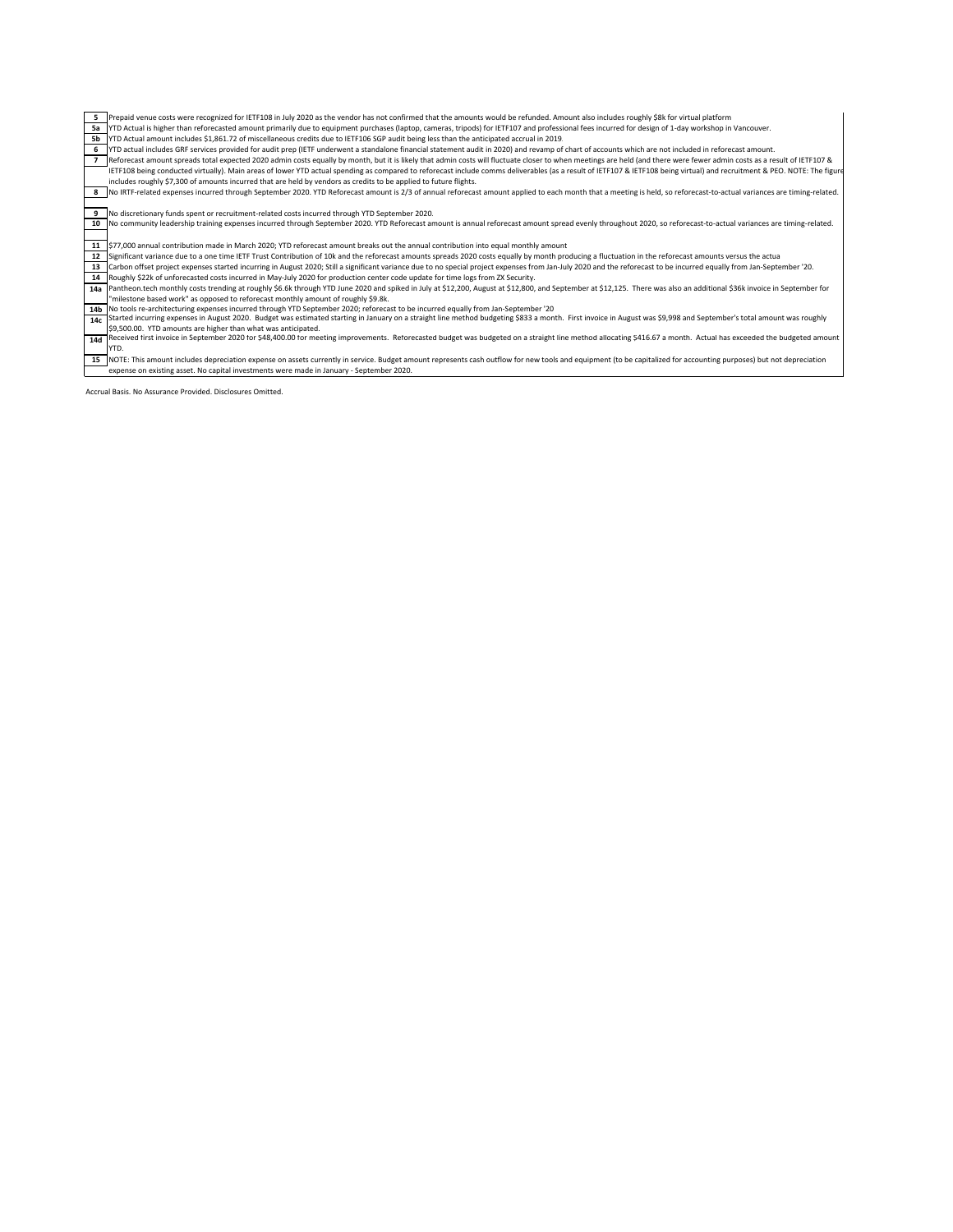| | |
|---|---|
| 5 | Prepaid venue costs were recognized for IETF108 in July 2020 as the vendor has not confirmed that the amounts would be refunded. Amount also includes roughly $8k for virtual platform |
| 5a | YTD Actual is higher than reforecasted amount primarily due to equipment purchases (laptop, cameras, tripods) for IETF107 and professional fees incurred for design of 1-day workshop in Vancouver. |
| 5b | YTD Actual amount includes $1,861.72 of miscellaneous credits due to IETF106 SGP audit being less than the anticipated accrual in 2019. |
| 6 | YTD actual includes GRF services provided for audit prep (IETF underwent a standalone financial statement audit in 2020) and revamp of chart of accounts which are not included in reforecast amount. |
| 7 | Reforecast amount spreads total expected 2020 admin costs equally by month, but it is likely that admin costs will fluctuate closer to when meetings are held (and there were fewer admin costs as a result of IETF107 & IETF108 being conducted virtually). Main areas of lower YTD actual spending as compared to reforecast include comms deliverables (as a result of IETF107 & IETF108 being virtual) and recruitment & PEO. NOTE: The figure includes roughly $7,300 of amounts incurred that are held by vendors as credits to be applied to future flights. |
| 8 | No IRTF-related expenses incurred through September 2020. YTD Reforecast amount is 2/3 of annual reforecast amount applied to each month that a meeting is held, so reforecast-to-actual variances are timing-related. |
| 9 | No discretionary funds spent or recruitment-related costs incurred through YTD September 2020. |
| 10 | No community leadership training expenses incurred through September 2020. YTD Reforecast amount is annual reforecast amount spread evenly throughout 2020, so reforecast-to-actual variances are timing-related. |
| 11 | $77,000 annual contribution made in March 2020; YTD reforecast amount breaks out the annual contribution into equal monthly amount |
| 12 | Significant variance due to a one time IETF Trust Contribution of 10k and the reforecast amounts spreads 2020 costs equally by month producing a fluctuation in the reforecast amounts versus the actua |
| 13 | Carbon offset project expenses started incurring in August 2020; Still a significant variance due to no special project expenses from Jan-July 2020 and the reforecast to be incurred equally from Jan-September '20. |
| 14 | Roughly $22k of unforecasted costs incurred in May-July 2020 for production center code update for time logs from ZX Security. |
| 14a | Pantheon.tech monthly costs trending at roughly $6.6k through YTD June 2020 and spiked in July at $12,200, August at $12,800, and September at $12,125. There was also an additional $36k invoice in September for "milestone based work" as opposed to reforecast monthly amount of roughly $9.8k. |
| 14b | No tools re-architecturing expenses incurred through YTD September 2020; reforecast to be incurred equally from Jan-September '20 |
| 14c | Started incurring expenses in August 2020. Budget was estimated starting in January on a straight line method budgeting $833 a month. First invoice in August was $9,998 and September's total amount was roughly $9,500.00. YTD amounts are higher than what was anticipated. |
| 14d | Received first invoice in September 2020 for $48,400.00 for meeting improvements. Reforecasted budget was budgeted on a straight line method allocating $416.67 a month. Actual has exceeded the budgeted amount YTD. |
| 15 | NOTE: This amount includes depreciation expense on assets currently in service. Budget amount represents cash outflow for new tools and equipment (to be capitalized for accounting purposes) but not depreciation expense on existing asset. No capital investments were made in January - September 2020. |

Accrual Basis. No Assurance Provided. Disclosures Omitted.